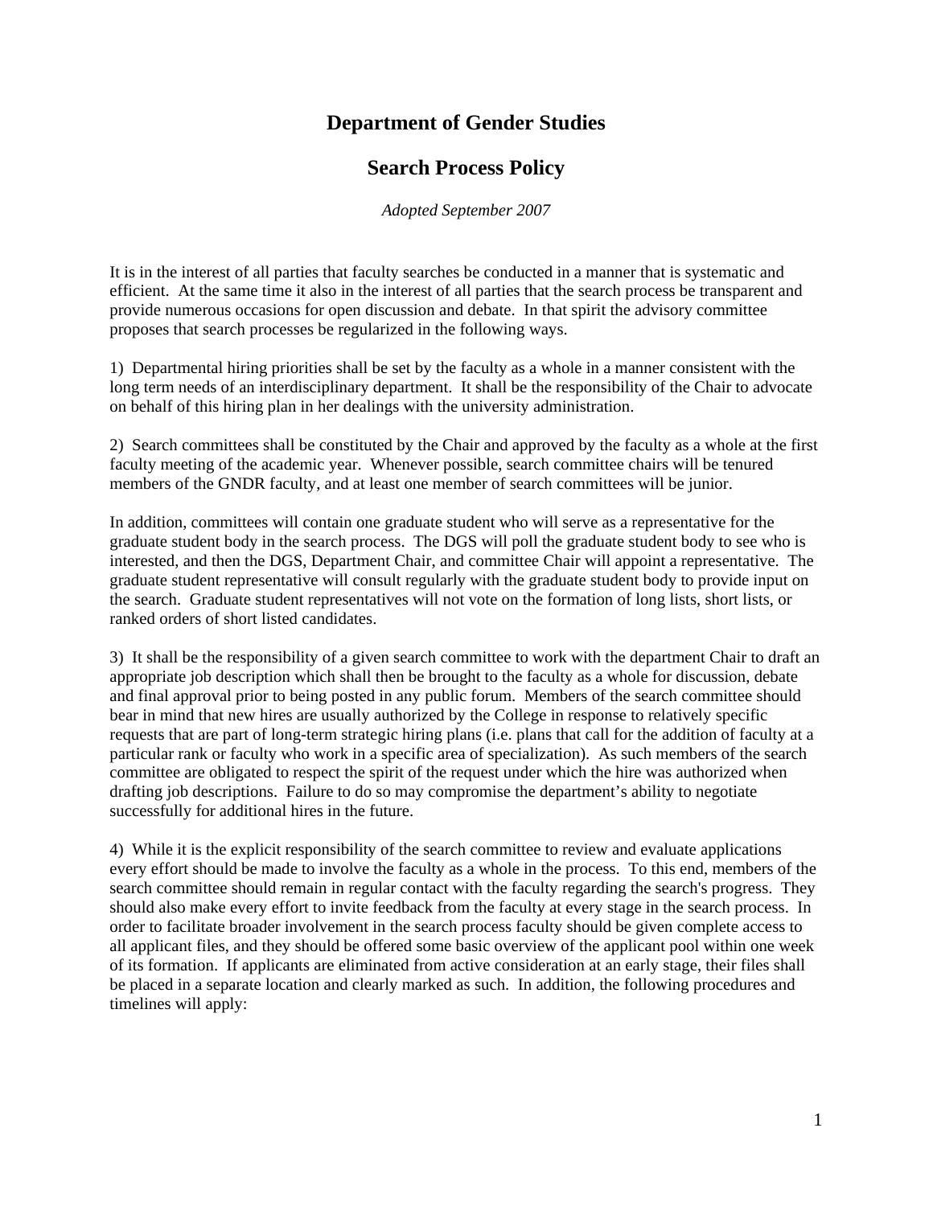# Department of Gender Studies

## Search Process Policy

*Adopted September 2007*

It is in the interest of all parties that faculty searches be conducted in a manner that is systematic and efficient. At the same time it also in the interest of all parties that the search process be transparent and provide numerous occasions for open discussion and debate. In that spirit the advisory committee proposes that search processes be regularized in the following ways.

1) Departmental hiring priorities shall be set by the faculty as a whole in a manner consistent with the long term needs of an interdisciplinary department. It shall be the responsibility of the Chair to advocate on behalf of this hiring plan in her dealings with the university administration.

2) Search committees shall be constituted by the Chair and approved by the faculty as a whole at the first faculty meeting of the academic year. Whenever possible, search committee chairs will be tenured members of the GNDR faculty, and at least one member of search committees will be junior.

In addition, committees will contain one graduate student who will serve as a representative for the graduate student body in the search process. The DGS will poll the graduate student body to see who is interested, and then the DGS, Department Chair, and committee Chair will appoint a representative. The graduate student representative will consult regularly with the graduate student body to provide input on the search. Graduate student representatives will not vote on the formation of long lists, short lists, or ranked orders of short listed candidates.

3) It shall be the responsibility of a given search committee to work with the department Chair to draft an appropriate job description which shall then be brought to the faculty as a whole for discussion, debate and final approval prior to being posted in any public forum. Members of the search committee should bear in mind that new hires are usually authorized by the College in response to relatively specific requests that are part of long-term strategic hiring plans (i.e. plans that call for the addition of faculty at a particular rank or faculty who work in a specific area of specialization). As such members of the search committee are obligated to respect the spirit of the request under which the hire was authorized when drafting job descriptions. Failure to do so may compromise the department's ability to negotiate successfully for additional hires in the future.

4) While it is the explicit responsibility of the search committee to review and evaluate applications every effort should be made to involve the faculty as a whole in the process. To this end, members of the search committee should remain in regular contact with the faculty regarding the search's progress. They should also make every effort to invite feedback from the faculty at every stage in the search process. In order to facilitate broader involvement in the search process faculty should be given complete access to all applicant files, and they should be offered some basic overview of the applicant pool within one week of its formation. If applicants are eliminated from active consideration at an early stage, their files shall be placed in a separate location and clearly marked as such. In addition, the following procedures and timelines will apply: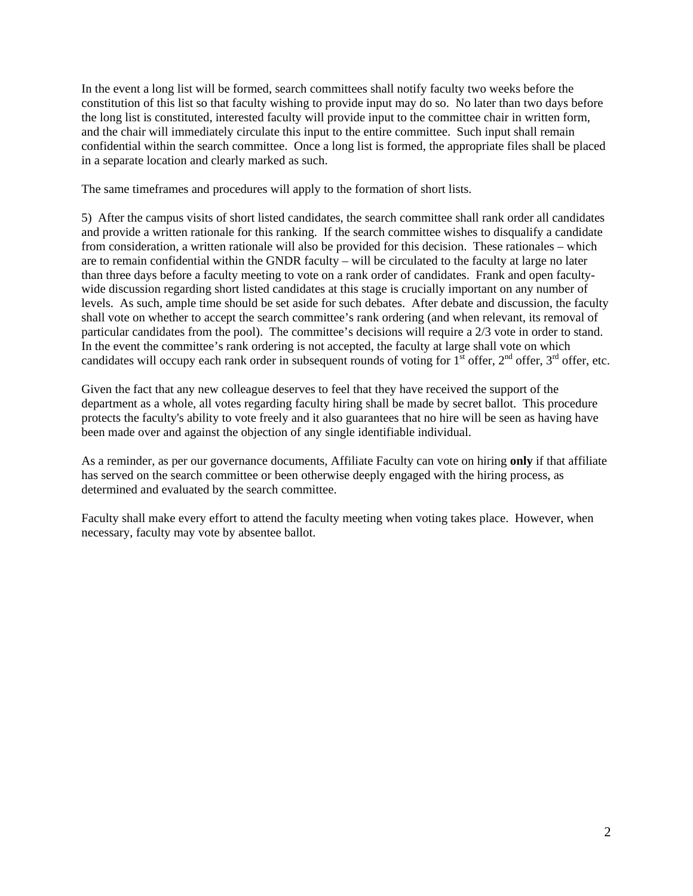In the event a long list will be formed, search committees shall notify faculty two weeks before the constitution of this list so that faculty wishing to provide input may do so. No later than two days before the long list is constituted, interested faculty will provide input to the committee chair in written form, and the chair will immediately circulate this input to the entire committee. Such input shall remain confidential within the search committee. Once a long list is formed, the appropriate files shall be placed in a separate location and clearly marked as such.

The same timeframes and procedures will apply to the formation of short lists.

5) After the campus visits of short listed candidates, the search committee shall rank order all candidates and provide a written rationale for this ranking. If the search committee wishes to disqualify a candidate from consideration, a written rationale will also be provided for this decision. These rationales – which are to remain confidential within the GNDR faculty – will be circulated to the faculty at large no later than three days before a faculty meeting to vote on a rank order of candidates. Frank and open faculty-wide discussion regarding short listed candidates at this stage is crucially important on any number of levels. As such, ample time should be set aside for such debates. After debate and discussion, the faculty shall vote on whether to accept the search committee's rank ordering (and when relevant, its removal of particular candidates from the pool). The committee's decisions will require a 2/3 vote in order to stand. In the event the committee's rank ordering is not accepted, the faculty at large shall vote on which candidates will occupy each rank order in subsequent rounds of voting for 1st offer, 2nd offer, 3rd offer, etc.

Given the fact that any new colleague deserves to feel that they have received the support of the department as a whole, all votes regarding faculty hiring shall be made by secret ballot. This procedure protects the faculty's ability to vote freely and it also guarantees that no hire will be seen as having have been made over and against the objection of any single identifiable individual.

As a reminder, as per our governance documents, Affiliate Faculty can vote on hiring **only** if that affiliate has served on the search committee or been otherwise deeply engaged with the hiring process, as determined and evaluated by the search committee.

Faculty shall make every effort to attend the faculty meeting when voting takes place. However, when necessary, faculty may vote by absentee ballot.